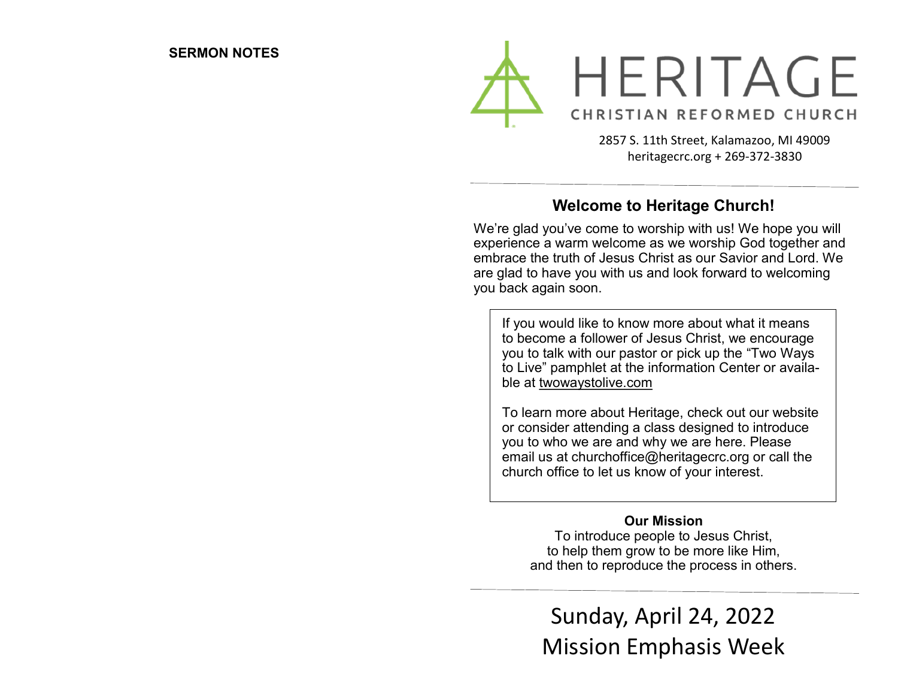**SERMON NOTES**

# HERITAGE

CHRISTIAN REFORMED CHURCH

2857 S. 11th Street, Kalamazoo, MI 49009
heritagecrc.org + 269-372-3830

## Welcome to Heritage Church!

We're glad you've come to worship with us! We hope you will experience a warm welcome as we worship God together and embrace the truth of Jesus Christ as our Savior and Lord. We are glad to have you with us and look forward to welcoming you back again soon.

If you would like to know more about what it means to become a follower of Jesus Christ, we encourage you to talk with our pastor or pick up the "Two Ways to Live" pamphlet at the information Center or available at twowaystolive.com

To learn more about Heritage, check out our website or consider attending a class designed to introduce you to who we are and why we are here. Please email us at churchoffice@heritagecrc.org or call the church office to let us know of your interest.

**Our Mission**

To introduce people to Jesus Christ,
to help them grow to be more like Him,
and then to reproduce the process in others.

# Sunday, April 24, 2022
# Mission Emphasis Week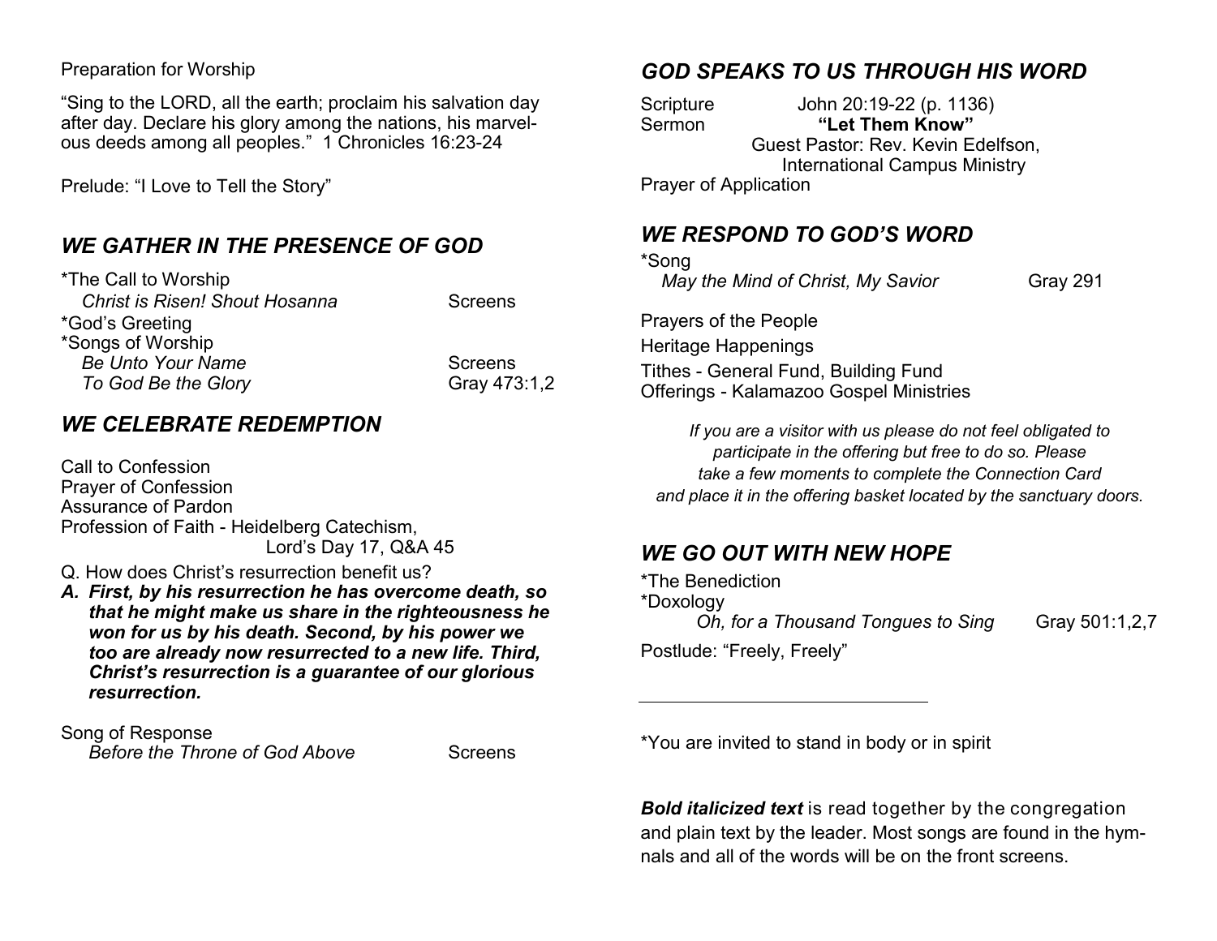Preparation for Worship

"Sing to the LORD, all the earth; proclaim his salvation day after day. Declare his glory among the nations, his marvelous deeds among all peoples." 1 Chronicles 16:23-24

Prelude: "I Love to Tell the Story"

## *WE GATHER IN THE PRESENCE OF GOD*

*The Call to Worship
*Christ is Risen! Shout Hosanna* — Screens
*God's Greeting
*Songs of Worship
*Be Unto Your Name* — Screens
*To God Be the Glory* — Gray 473:1,2

## *WE CELEBRATE REDEMPTION*

Call to Confession
Prayer of Confession
Assurance of Pardon
Profession of Faith - Heidelberg Catechism, Lord's Day 17, Q&A 45

Q. How does Christ's resurrection benefit us?

***A. First, by his resurrection he has overcome death, so that he might make us share in the righteousness he won for us by his death. Second, by his power we too are already now resurrected to a new life. Third, Christ's resurrection is a guarantee of our glorious resurrection.***

Song of Response
*Before the Throne of God Above* — Screens

## *GOD SPEAKS TO US THROUGH HIS WORD*

Scripture — John 20:19-22 (p. 1136)
Sermon — **"Let Them Know"**
Guest Pastor: Rev. Kevin Edelfson, International Campus Ministry
Prayer of Application

## *WE RESPOND TO GOD'S WORD*

*Song
*May the Mind of Christ, My Savior* — Gray 291

Prayers of the People

Heritage Happenings

Tithes - General Fund, Building Fund
Offerings - Kalamazoo Gospel Ministries

*If you are a visitor with us please do not feel obligated to participate in the offering but free to do so. Please take a few moments to complete the Connection Card and place it in the offering basket located by the sanctuary doors.*

## *WE GO OUT WITH NEW HOPE*

*The Benediction
*Doxology
*Oh, for a Thousand Tongues to Sing* — Gray 501:1,2,7

Postlude: "Freely, Freely"

---

*You are invited to stand in body or in spirit

***Bold italicized text*** is read together by the congregation and plain text by the leader. Most songs are found in the hymnals and all of the words will be on the front screens.